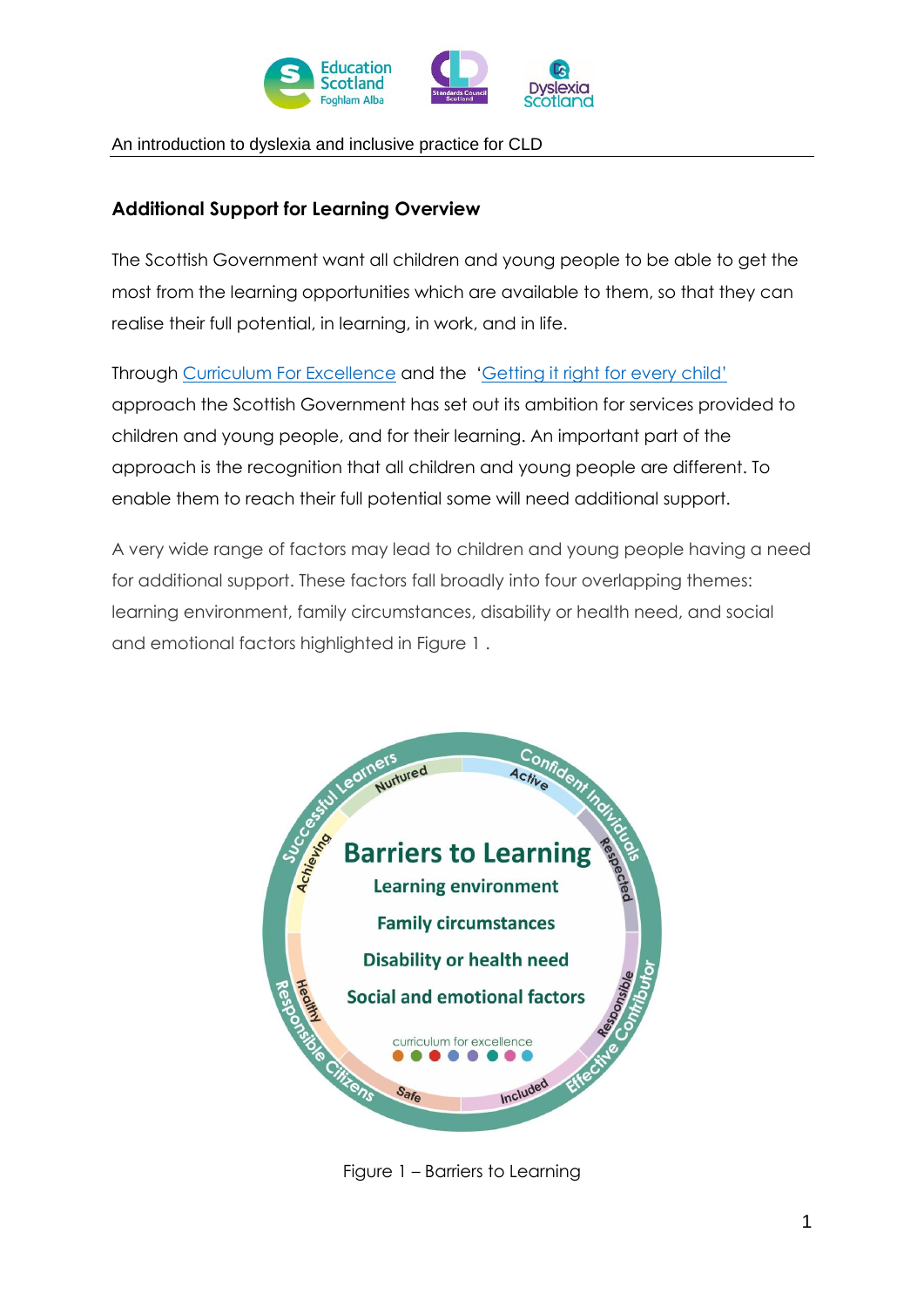## Additional Support for Learning Overview

The Scottish Government want all children and young people to be able to get the most from the learning opportunities which are available to them, so that they can realise their full potential, in learning, in work, and in life.

Through [Curriculum For Excellence]() and the '[Getting it right for every child']() approach the Scottish Government has set out its ambition for services provided to children and young people, and for their learning. An important part of the approach is the recognition that all children and young people are different. To enable them to reach their full potential some will need additional support.

A very wide range of factors may lead to children and young people having a need for additional support. These factors fall broadly into four overlapping themes: learning environment, family circumstances, disability or health need, and social and emotional factors highlighted in Figure 1 .

**Barriers to Learning**

- Learning environment
- Family circumstances
- Disability or health need
- Social and emotional factors

Figure 1 – Barriers to Learning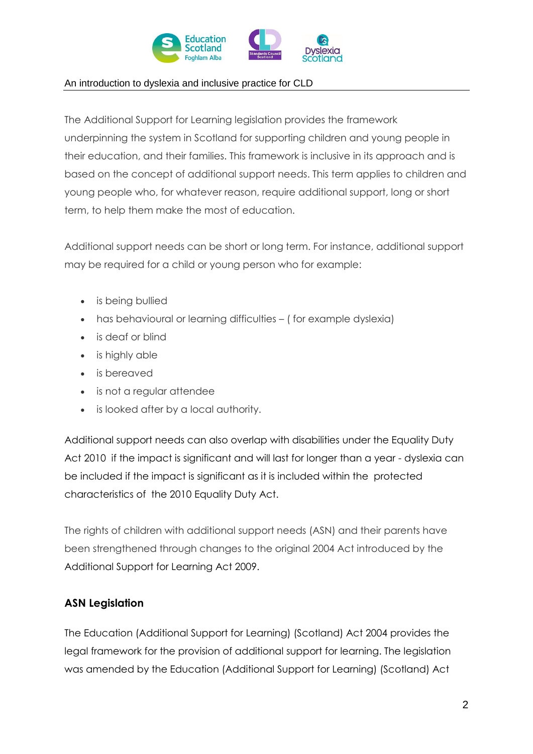The Additional Support for Learning legislation provides the framework underpinning the system in Scotland for supporting children and young people in their education, and their families. This framework is inclusive in its approach and is based on the concept of additional support needs. This term applies to children and young people who, for whatever reason, require additional support, long or short term, to help them make the most of education.

Additional support needs can be short or long term. For instance, additional support may be required for a child or young person who for example:

- is being bullied
- has behavioural or learning difficulties – ( for example dyslexia)
- is deaf or blind
- is highly able
- is bereaved
- is not a regular attendee
- is looked after by a local authority.

Additional support needs can also overlap with disabilities under the Equality Duty Act 2010 if the impact is significant and will last for longer than a year - dyslexia can be included if the impact is significant as it is included within the protected characteristics of the 2010 Equality Duty Act.

The rights of children with additional support needs (ASN) and their parents have been strengthened through changes to the original 2004 Act introduced by the Additional Support for Learning Act 2009.

## ASN Legislation

The Education (Additional Support for Learning) (Scotland) Act 2004 provides the legal framework for the provision of additional support for learning. The legislation was amended by the Education (Additional Support for Learning) (Scotland) Act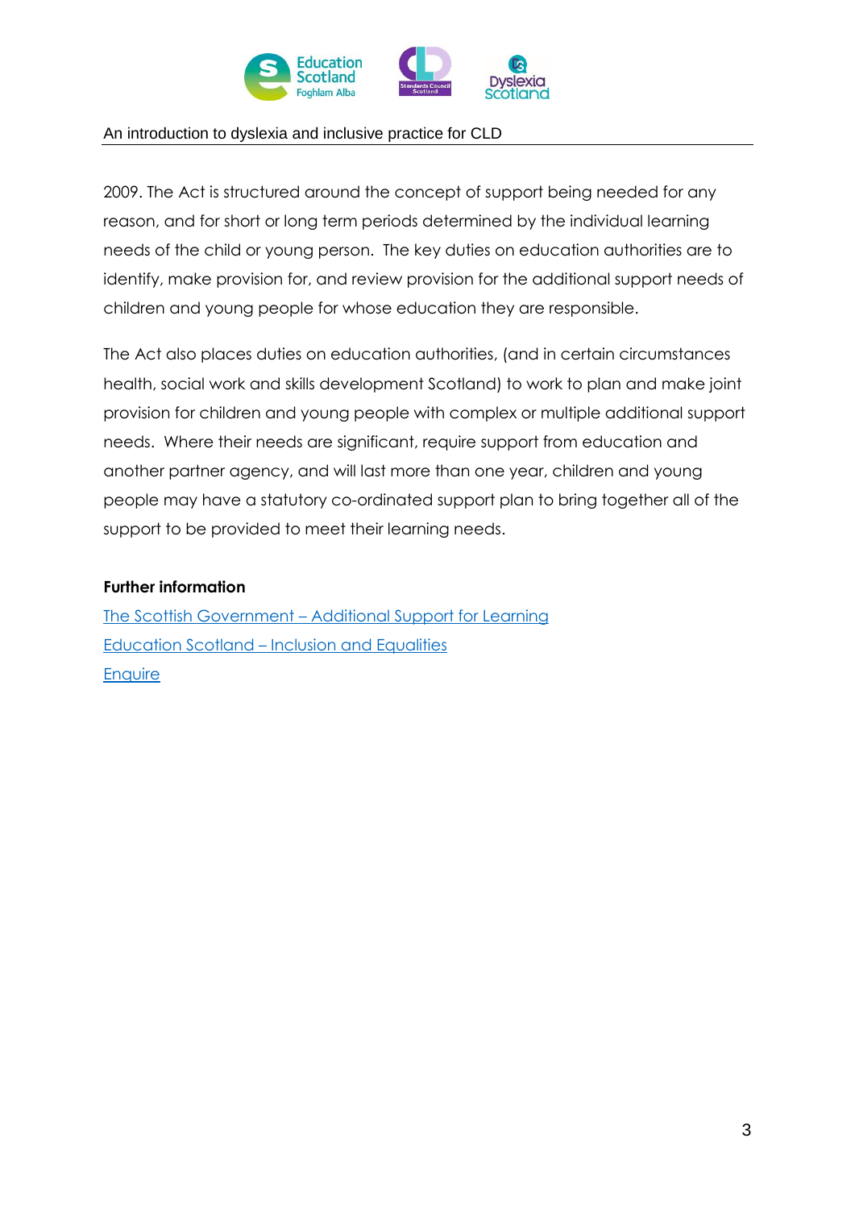2009. The Act is structured around the concept of support being needed for any reason, and for short or long term periods determined by the individual learning needs of the child or young person. The key duties on education authorities are to identify, make provision for, and review provision for the additional support needs of children and young people for whose education they are responsible.

The Act also places duties on education authorities, (and in certain circumstances health, social work and skills development Scotland) to work to plan and make joint provision for children and young people with complex or multiple additional support needs. Where their needs are significant, require support from education and another partner agency, and will last more than one year, children and young people may have a statutory co-ordinated support plan to bring together all of the support to be provided to meet their learning needs.

**Further information**

The Scottish Government – Additional Support for Learning

Education Scotland – Inclusion and Equalities

Enquire